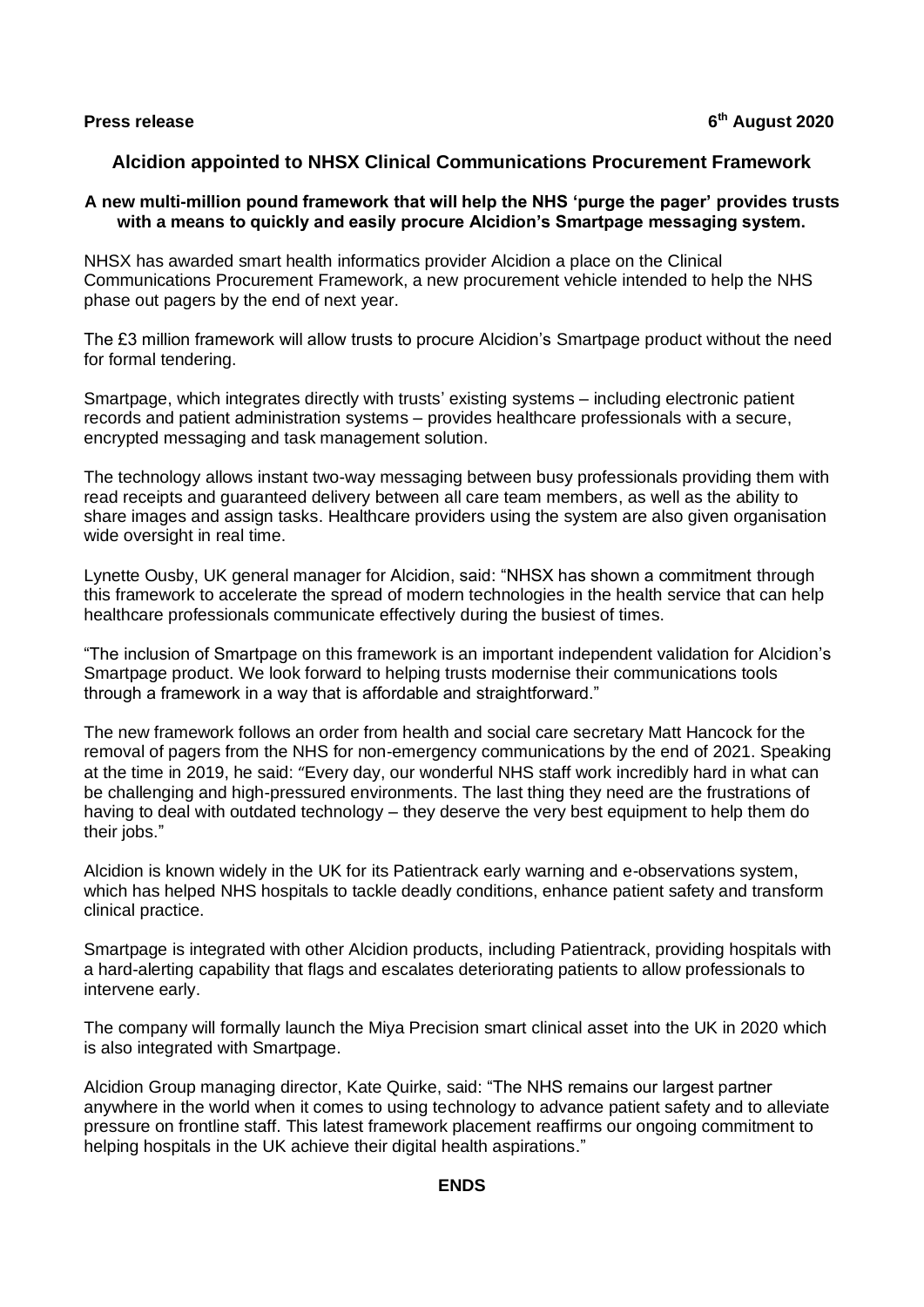**Press release** **6th August 2020**

## Alcidion appointed to NHSX Clinical Communications Procurement Framework

**A new multi-million pound framework that will help the NHS 'purge the pager' provides trusts with a means to quickly and easily procure Alcidion's Smartpage messaging system.**

NHSX has awarded smart health informatics provider Alcidion a place on the Clinical Communications Procurement Framework, a new procurement vehicle intended to help the NHS phase out pagers by the end of next year.

The £3 million framework will allow trusts to procure Alcidion's Smartpage product without the need for formal tendering.

Smartpage, which integrates directly with trusts' existing systems – including electronic patient records and patient administration systems – provides healthcare professionals with a secure, encrypted messaging and task management solution.

The technology allows instant two-way messaging between busy professionals providing them with read receipts and guaranteed delivery between all care team members, as well as the ability to share images and assign tasks. Healthcare providers using the system are also given organisation wide oversight in real time.

Lynette Ousby, UK general manager for Alcidion, said: "NHSX has shown a commitment through this framework to accelerate the spread of modern technologies in the health service that can help healthcare professionals communicate effectively during the busiest of times.

"The inclusion of Smartpage on this framework is an important independent validation for Alcidion's Smartpage product. We look forward to helping trusts modernise their communications tools through a framework in a way that is affordable and straightforward."

The new framework follows an order from health and social care secretary Matt Hancock for the removal of pagers from the NHS for non-emergency communications by the end of 2021. Speaking at the time in 2019, he said: "Every day, our wonderful NHS staff work incredibly hard in what can be challenging and high-pressured environments. The last thing they need are the frustrations of having to deal with outdated technology – they deserve the very best equipment to help them do their jobs."

Alcidion is known widely in the UK for its Patientrack early warning and e-observations system, which has helped NHS hospitals to tackle deadly conditions, enhance patient safety and transform clinical practice.

Smartpage is integrated with other Alcidion products, including Patientrack, providing hospitals with a hard-alerting capability that flags and escalates deteriorating patients to allow professionals to intervene early.

The company will formally launch the Miya Precision smart clinical asset into the UK in 2020 which is also integrated with Smartpage.

Alcidion Group managing director, Kate Quirke, said: "The NHS remains our largest partner anywhere in the world when it comes to using technology to advance patient safety and to alleviate pressure on frontline staff. This latest framework placement reaffirms our ongoing commitment to helping hospitals in the UK achieve their digital health aspirations."

**ENDS**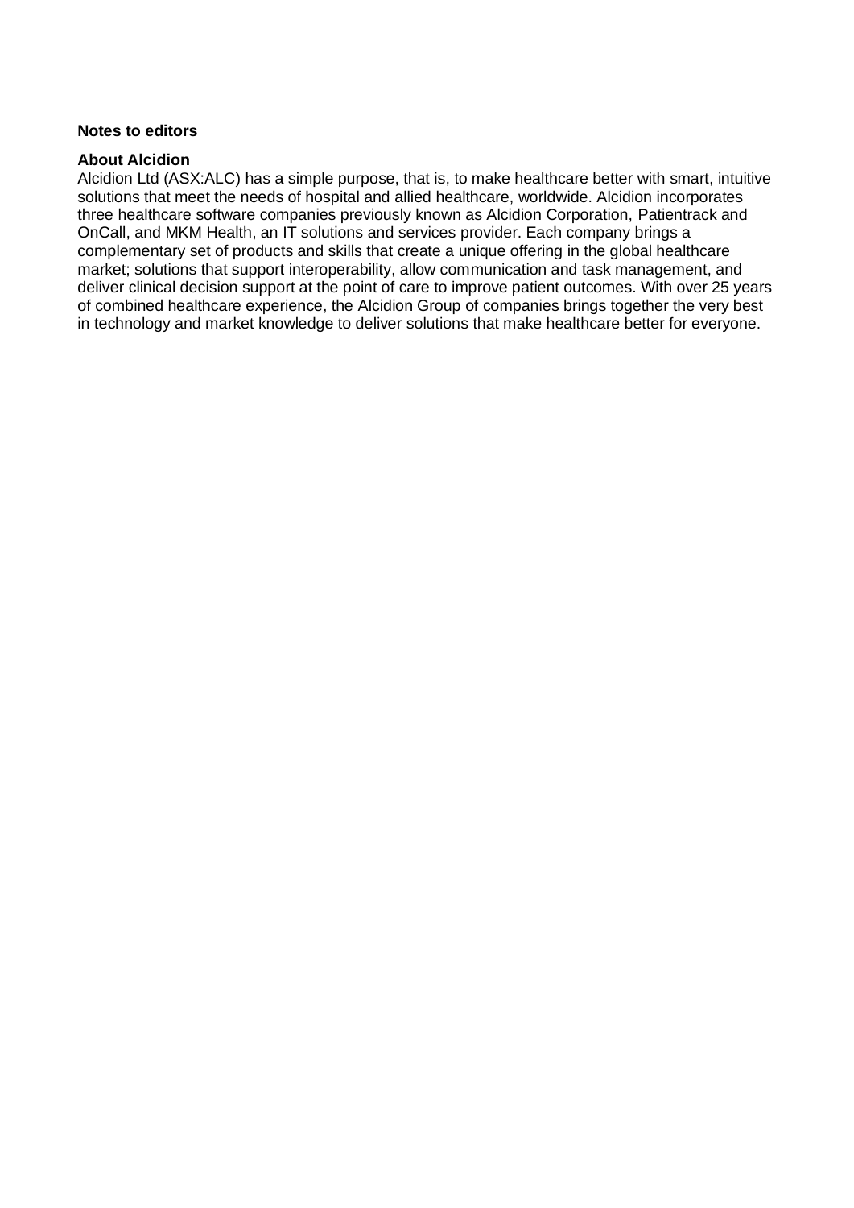**Notes to editors**

**About Alcidion**

Alcidion Ltd (ASX:ALC) has a simple purpose, that is, to make healthcare better with smart, intuitive solutions that meet the needs of hospital and allied healthcare, worldwide. Alcidion incorporates three healthcare software companies previously known as Alcidion Corporation, Patientrack and OnCall, and MKM Health, an IT solutions and services provider. Each company brings a complementary set of products and skills that create a unique offering in the global healthcare market; solutions that support interoperability, allow communication and task management, and deliver clinical decision support at the point of care to improve patient outcomes. With over 25 years of combined healthcare experience, the Alcidion Group of companies brings together the very best in technology and market knowledge to deliver solutions that make healthcare better for everyone.